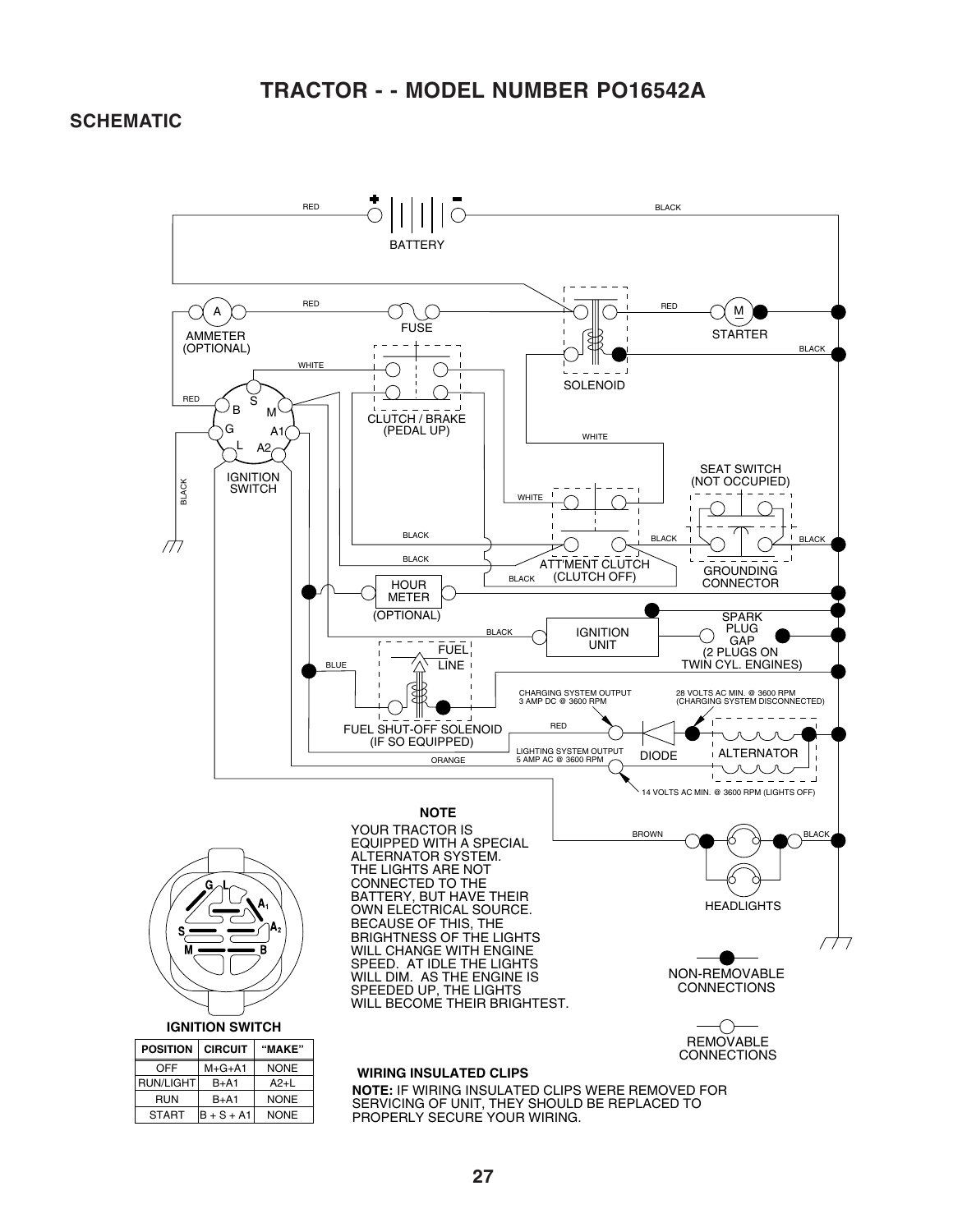# TRACTOR - - MODEL NUMBER PO16542A

## SCHEMATIC

BATTERY

RED

BLACK

AMMETER (OPTIONAL)

FUSE

SOLENOID

STARTER

IGNITION SWITCH

CLUTCH / BRAKE (PEDAL UP)

SEAT SWITCH (NOT OCCUPIED)

ATT'MENT CLUTCH (CLUTCH OFF)

GROUNDING CONNECTOR

HOUR METER (OPTIONAL)

IGNITION UNIT

SPARK PLUG GAP (2 PLUGS ON TWIN CYL. ENGINES)

FUEL LINE

FUEL SHUT-OFF SOLENOID (IF SO EQUIPPED)

CHARGING SYSTEM OUTPUT 3 AMP DC @ 3600 RPM

28 VOLTS AC MIN. @ 3600 RPM (CHARGING SYSTEM DISCONNECTED)

LIGHTING SYSTEM OUTPUT 5 AMP AC @ 3600 RPM

DIODE

ALTERNATOR

14 VOLTS AC MIN. @ 3600 RPM (LIGHTS OFF)

HEADLIGHTS

**NOTE**

YOUR TRACTOR IS EQUIPPED WITH A SPECIAL ALTERNATOR SYSTEM. THE LIGHTS ARE NOT CONNECTED TO THE BATTERY, BUT HAVE THEIR OWN ELECTRICAL SOURCE. BECAUSE OF THIS, THE BRIGHTNESS OF THE LIGHTS WILL CHANGE WITH ENGINE SPEED. AT IDLE THE LIGHTS WILL DIM. AS THE ENGINE IS SPEEDED UP, THE LIGHTS WILL BECOME THEIR BRIGHTEST.

NON-REMOVABLE CONNECTIONS

REMOVABLE CONNECTIONS

**IGNITION SWITCH**

| POSITION | CIRCUIT | "MAKE" |
|---|---|---|
| OFF | M+G+A1 | NONE |
| RUN/LIGHT | B+A1 | A2+L |
| RUN | B+A1 | NONE |
| START | B + S + A1 | NONE |

**WIRING INSULATED CLIPS**

**NOTE:** IF WIRING INSULATED CLIPS WERE REMOVED FOR SERVICING OF UNIT, THEY SHOULD BE REPLACED TO PROPERLY SECURE YOUR WIRING.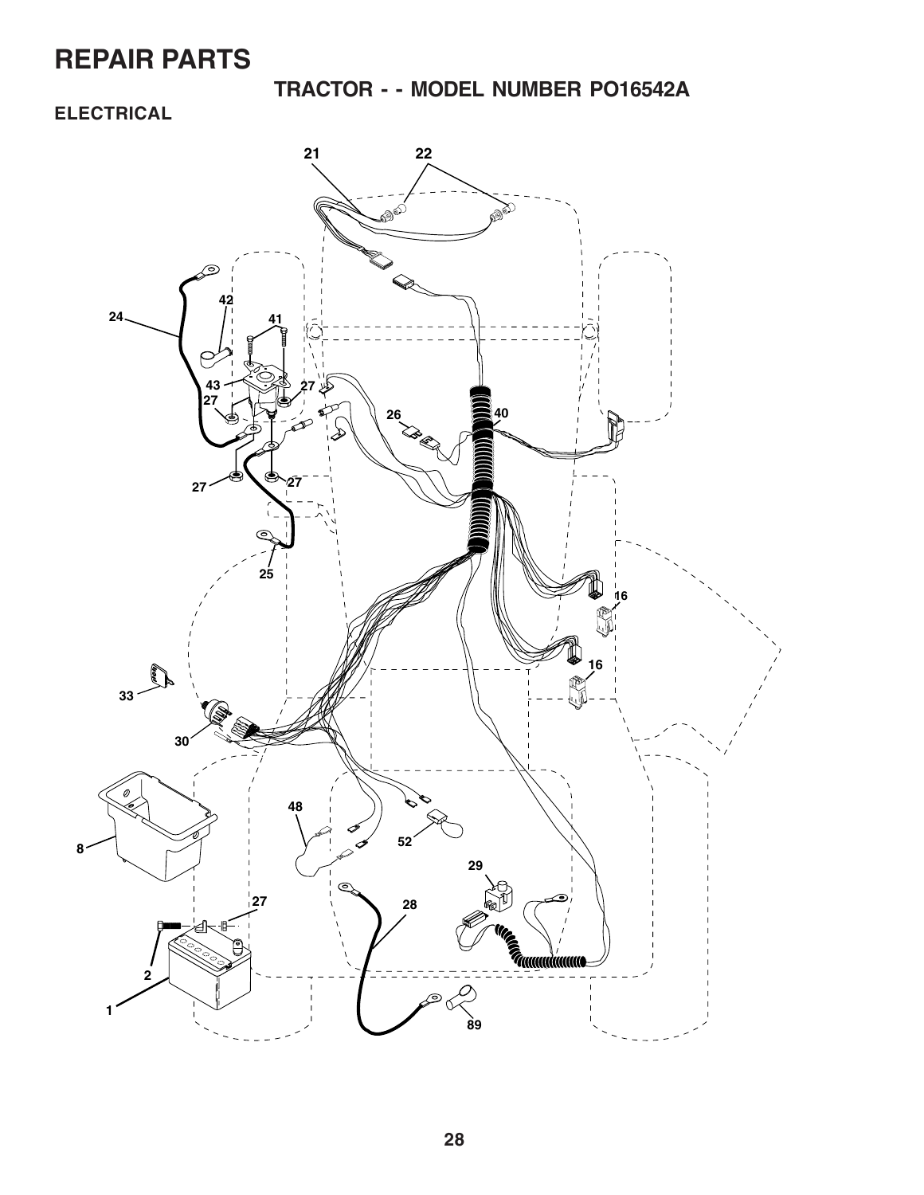# REPAIR PARTS

## TRACTOR - - MODEL NUMBER PO16542A

### ELECTRICAL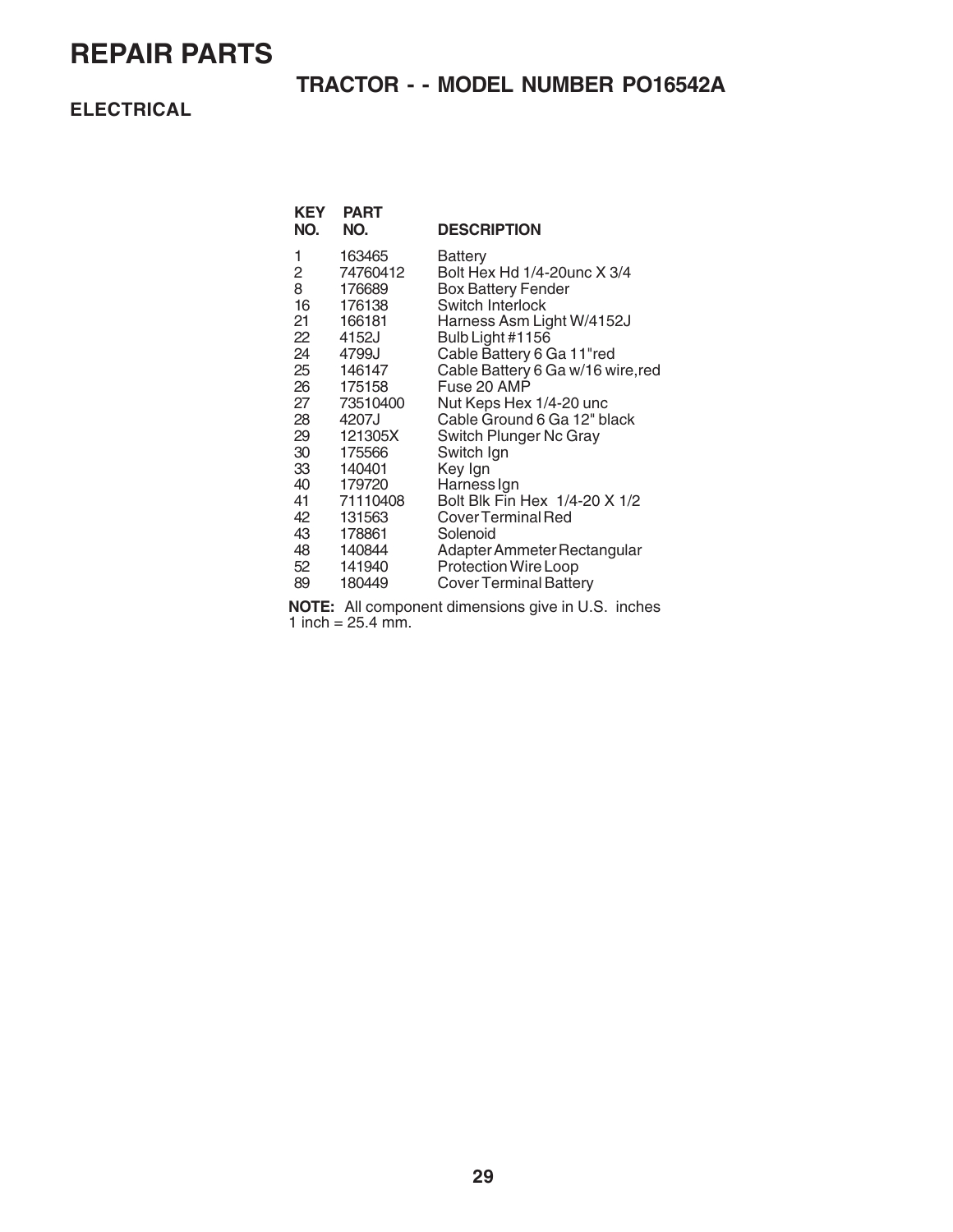# REPAIR PARTS

## TRACTOR - - MODEL NUMBER PO16542A

### ELECTRICAL

| KEY NO. | PART NO. | DESCRIPTION |
|---|---|---|
| 1 | 163465 | Battery |
| 2 | 74760412 | Bolt Hex Hd 1/4-20unc X 3/4 |
| 8 | 176689 | Box Battery Fender |
| 16 | 176138 | Switch Interlock |
| 21 | 166181 | Harness Asm Light W/4152J |
| 22 | 4152J | Bulb Light #1156 |
| 24 | 4799J | Cable Battery 6 Ga 11"red |
| 25 | 146147 | Cable Battery 6 Ga w/16 wire,red |
| 26 | 175158 | Fuse 20 AMP |
| 27 | 73510400 | Nut Keps Hex 1/4-20 unc |
| 28 | 4207J | Cable Ground 6 Ga 12" black |
| 29 | 121305X | Switch Plunger Nc Gray |
| 30 | 175566 | Switch Ign |
| 33 | 140401 | Key Ign |
| 40 | 179720 | Harness Ign |
| 41 | 71110408 | Bolt Blk Fin Hex 1/4-20 X 1/2 |
| 42 | 131563 | Cover Terminal Red |
| 43 | 178861 | Solenoid |
| 48 | 140844 | Adapter Ammeter Rectangular |
| 52 | 141940 | Protection Wire Loop |
| 89 | 180449 | Cover Terminal Battery |

**NOTE:** All component dimensions give in U.S. inches
1 inch = 25.4 mm.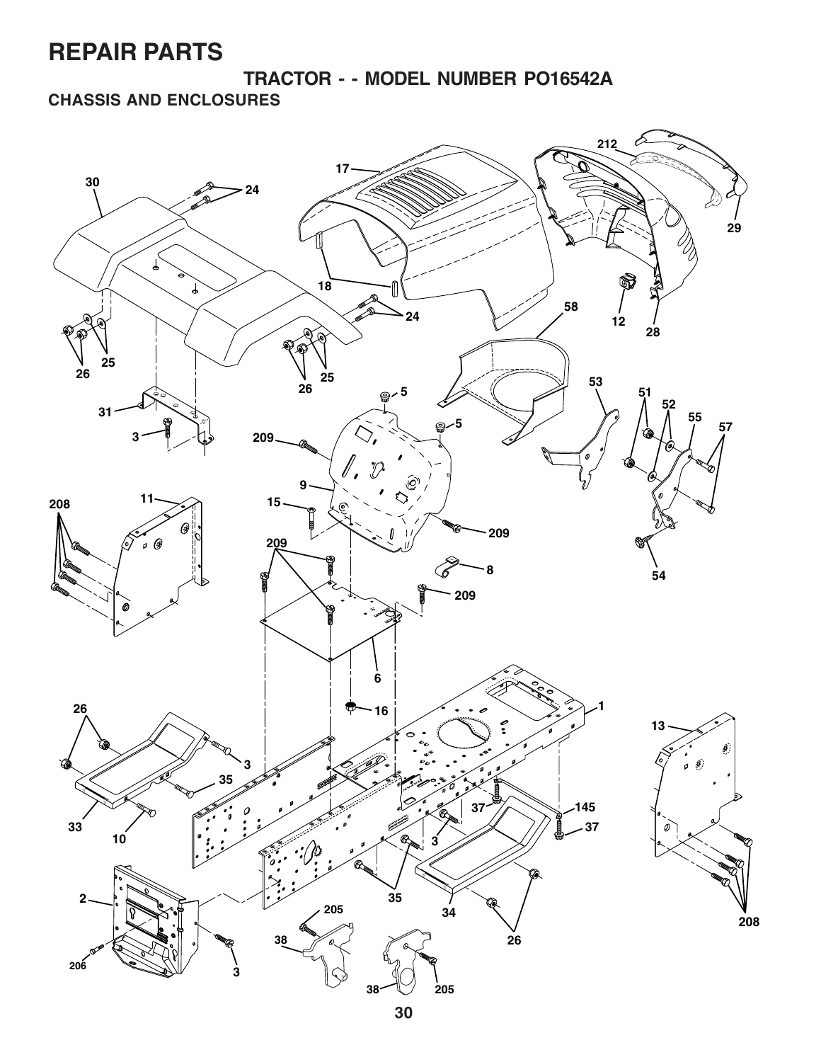# REPAIR PARTS

## TRACTOR - - MODEL NUMBER PO16542A

### CHASSIS AND ENCLOSURES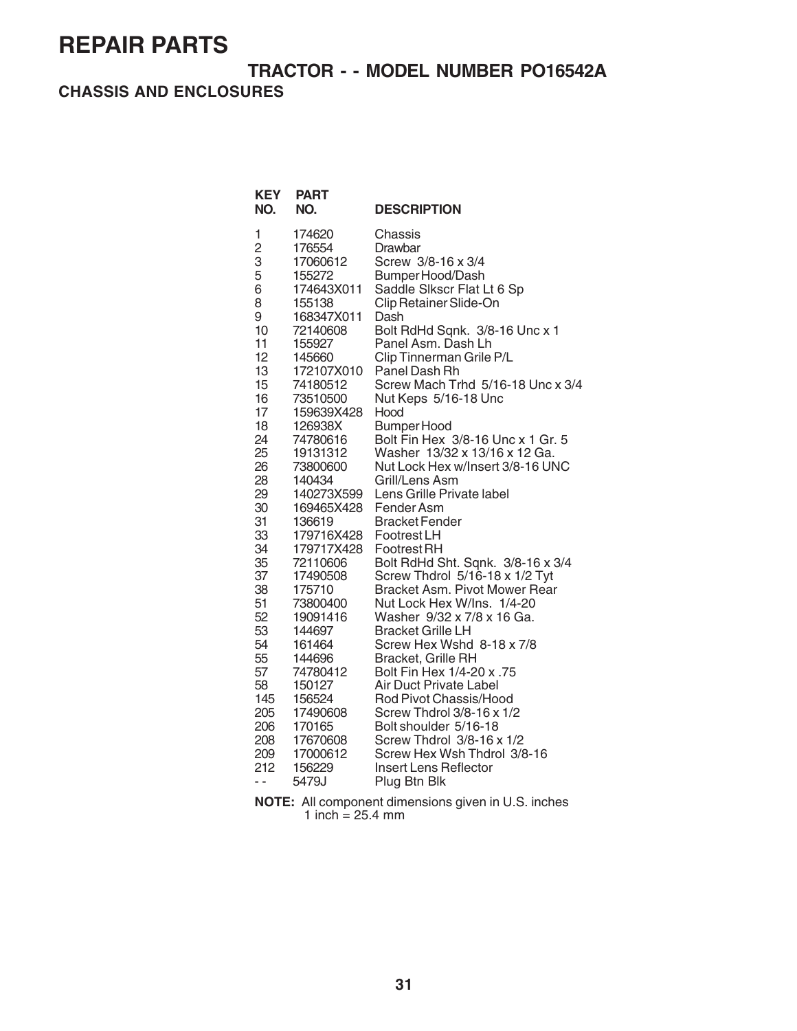# REPAIR PARTS

## TRACTOR - - MODEL NUMBER PO16542A

### CHASSIS AND ENCLOSURES

| KEY NO. | PART NO. | DESCRIPTION |
|---|---|---|
| 1 | 174620 | Chassis |
| 2 | 176554 | Drawbar |
| 3 | 17060612 | Screw 3/8-16 x 3/4 |
| 5 | 155272 | Bumper Hood/Dash |
| 6 | 174643X011 | Saddle Slkscr Flat Lt 6 Sp |
| 8 | 155138 | Clip Retainer Slide-On |
| 9 | 168347X011 | Dash |
| 10 | 72140608 | Bolt RdHd Sqnk. 3/8-16 Unc x 1 |
| 11 | 155927 | Panel Asm. Dash Lh |
| 12 | 145660 | Clip Tinnerman Grile P/L |
| 13 | 172107X010 | Panel Dash Rh |
| 15 | 74180512 | Screw Mach Trhd 5/16-18 Unc x 3/4 |
| 16 | 73510500 | Nut Keps 5/16-18 Unc |
| 17 | 159639X428 | Hood |
| 18 | 126938X | Bumper Hood |
| 24 | 74780616 | Bolt Fin Hex 3/8-16 Unc x 1 Gr. 5 |
| 25 | 19131312 | Washer 13/32 x 13/16 x 12 Ga. |
| 26 | 73800600 | Nut Lock Hex w/Insert 3/8-16 UNC |
| 28 | 140434 | Grill/Lens Asm |
| 29 | 140273X599 | Lens Grille Private label |
| 30 | 169465X428 | Fender Asm |
| 31 | 136619 | Bracket Fender |
| 33 | 179716X428 | Footrest LH |
| 34 | 179717X428 | Footrest RH |
| 35 | 72110606 | Bolt RdHd Sht. Sqnk. 3/8-16 x 3/4 |
| 37 | 17490508 | Screw Thdrol 5/16-18 x 1/2 Tyt |
| 38 | 175710 | Bracket Asm. Pivot Mower Rear |
| 51 | 73800400 | Nut Lock Hex W/Ins. 1/4-20 |
| 52 | 19091416 | Washer 9/32 x 7/8 x 16 Ga. |
| 53 | 144697 | Bracket Grille LH |
| 54 | 161464 | Screw Hex Wshd 8-18 x 7/8 |
| 55 | 144696 | Bracket, Grille RH |
| 57 | 74780412 | Bolt Fin Hex 1/4-20 x .75 |
| 58 | 150127 | Air Duct Private Label |
| 145 | 156524 | Rod Pivot Chassis/Hood |
| 205 | 17490608 | Screw Thdrol 3/8-16 x 1/2 |
| 206 | 170165 | Bolt shoulder 5/16-18 |
| 208 | 17670608 | Screw Thdrol 3/8-16 x 1/2 |
| 209 | 17000612 | Screw Hex Wsh Thdrol 3/8-16 |
| 212 | 156229 | Insert Lens Reflector |
| - - | 5479J | Plug Btn Blk |

**NOTE:** All component dimensions given in U.S. inches
1 inch = 25.4 mm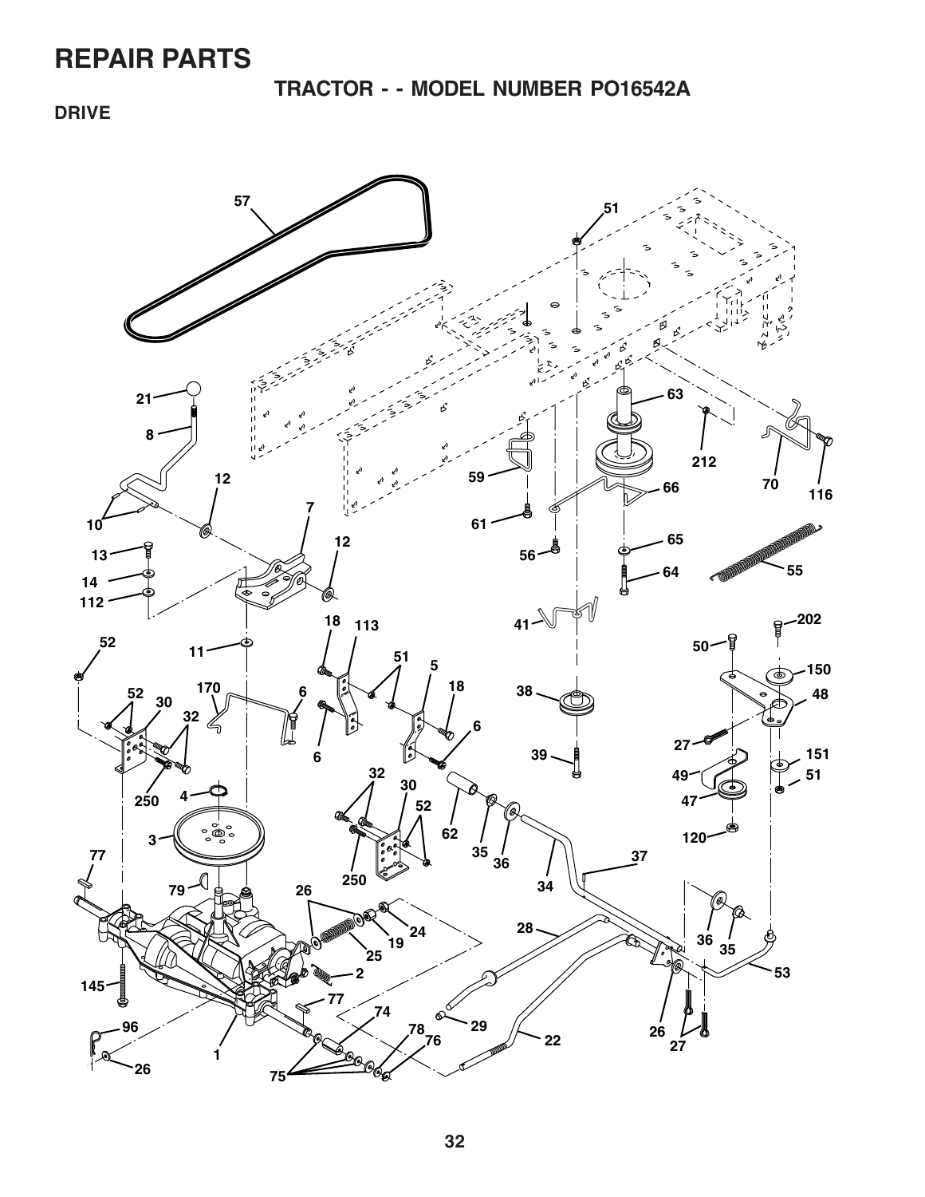# REPAIR PARTS

## TRACTOR - - MODEL NUMBER PO16542A

### DRIVE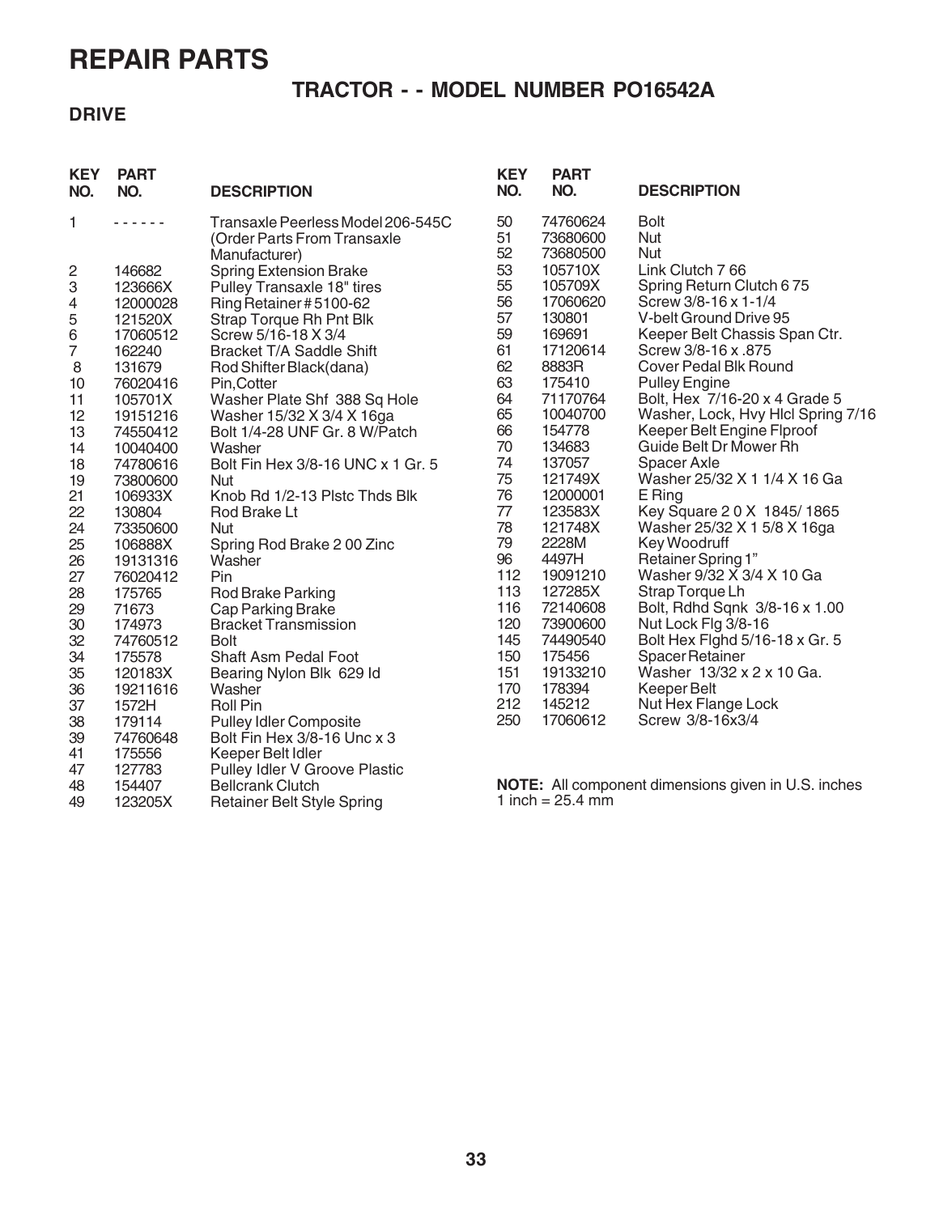# REPAIR PARTS

## TRACTOR - - MODEL NUMBER PO16542A

### DRIVE

| KEY NO. | PART NO. | DESCRIPTION |
|---|---|---|
| 1 | - - - - - - | Transaxle Peerless Model 206-545C (Order Parts From Transaxle Manufacturer) |
| 2 | 146682 | Spring Extension Brake |
| 3 | 123666X | Pulley Transaxle 18" tires |
| 4 | 12000028 | Ring Retainer # 5100-62 |
| 5 | 121520X | Strap Torque Rh Pnt Blk |
| 6 | 17060512 | Screw 5/16-18 X 3/4 |
| 7 | 162240 | Bracket T/A Saddle Shift |
| 8 | 131679 | Rod Shifter Black(dana) |
| 10 | 76020416 | Pin,Cotter |
| 11 | 105701X | Washer Plate Shf 388 Sq Hole |
| 12 | 19151216 | Washer 15/32 X 3/4 X 16ga |
| 13 | 74550412 | Bolt 1/4-28 UNF Gr. 8 W/Patch |
| 14 | 10040400 | Washer |
| 18 | 74780616 | Bolt Fin Hex 3/8-16 UNC x 1 Gr. 5 |
| 19 | 73800600 | Nut |
| 21 | 106933X | Knob Rd 1/2-13 Plstc Thds Blk |
| 22 | 130804 | Rod Brake Lt |
| 24 | 73350600 | Nut |
| 25 | 106888X | Spring Rod Brake 2 00 Zinc |
| 26 | 19131316 | Washer |
| 27 | 76020412 | Pin |
| 28 | 175765 | Rod Brake Parking |
| 29 | 71673 | Cap Parking Brake |
| 30 | 174973 | Bracket Transmission |
| 32 | 74760512 | Bolt |
| 34 | 175578 | Shaft Asm Pedal Foot |
| 35 | 120183X | Bearing Nylon Blk 629 Id |
| 36 | 19211616 | Washer |
| 37 | 1572H | Roll Pin |
| 38 | 179114 | Pulley Idler Composite |
| 39 | 74760648 | Bolt Fin Hex 3/8-16 Unc x 3 |
| 41 | 175556 | Keeper Belt Idler |
| 47 | 127783 | Pulley Idler V Groove Plastic |
| 48 | 154407 | Bellcrank Clutch |
| 49 | 123205X | Retainer Belt Style Spring |
| 50 | 74760624 | Bolt |
| 51 | 73680600 | Nut |
| 52 | 73680500 | Nut |
| 53 | 105710X | Link Clutch 7 66 |
| 55 | 105709X | Spring Return Clutch 6 75 |
| 56 | 17060620 | Screw 3/8-16 x 1-1/4 |
| 57 | 130801 | V-belt Ground Drive 95 |
| 59 | 169691 | Keeper Belt Chassis Span Ctr. |
| 61 | 17120614 | Screw 3/8-16 x .875 |
| 62 | 8883R | Cover Pedal Blk Round |
| 63 | 175410 | Pulley Engine |
| 64 | 71170764 | Bolt, Hex 7/16-20 x 4 Grade 5 |
| 65 | 10040700 | Washer, Lock, Hvy Hlcl Spring 7/16 |
| 66 | 154778 | Keeper Belt Engine Flproof |
| 70 | 134683 | Guide Belt Dr Mower Rh |
| 74 | 137057 | Spacer Axle |
| 75 | 121749X | Washer 25/32 X 1 1/4 X 16 Ga |
| 76 | 12000001 | E Ring |
| 77 | 123583X | Key Square 2 0 X 1845/ 1865 |
| 78 | 121748X | Washer 25/32 X 1 5/8 X 16ga |
| 79 | 2228M | Key Woodruff |
| 96 | 4497H | Retainer Spring 1" |
| 112 | 19091210 | Washer 9/32 X 3/4 X 10 Ga |
| 113 | 127285X | Strap Torque Lh |
| 116 | 72140608 | Bolt, Rdhd Sqnk 3/8-16 x 1.00 |
| 120 | 73900600 | Nut Lock Flg 3/8-16 |
| 145 | 74490540 | Bolt Hex Flghd 5/16-18 x Gr. 5 |
| 150 | 175456 | Spacer Retainer |
| 151 | 19133210 | Washer 13/32 x 2 x 10 Ga. |
| 170 | 178394 | Keeper Belt |
| 212 | 145212 | Nut Hex Flange Lock |
| 250 | 17060612 | Screw 3/8-16x3/4 |

**NOTE:** All component dimensions given in U.S. inches
1 inch = 25.4 mm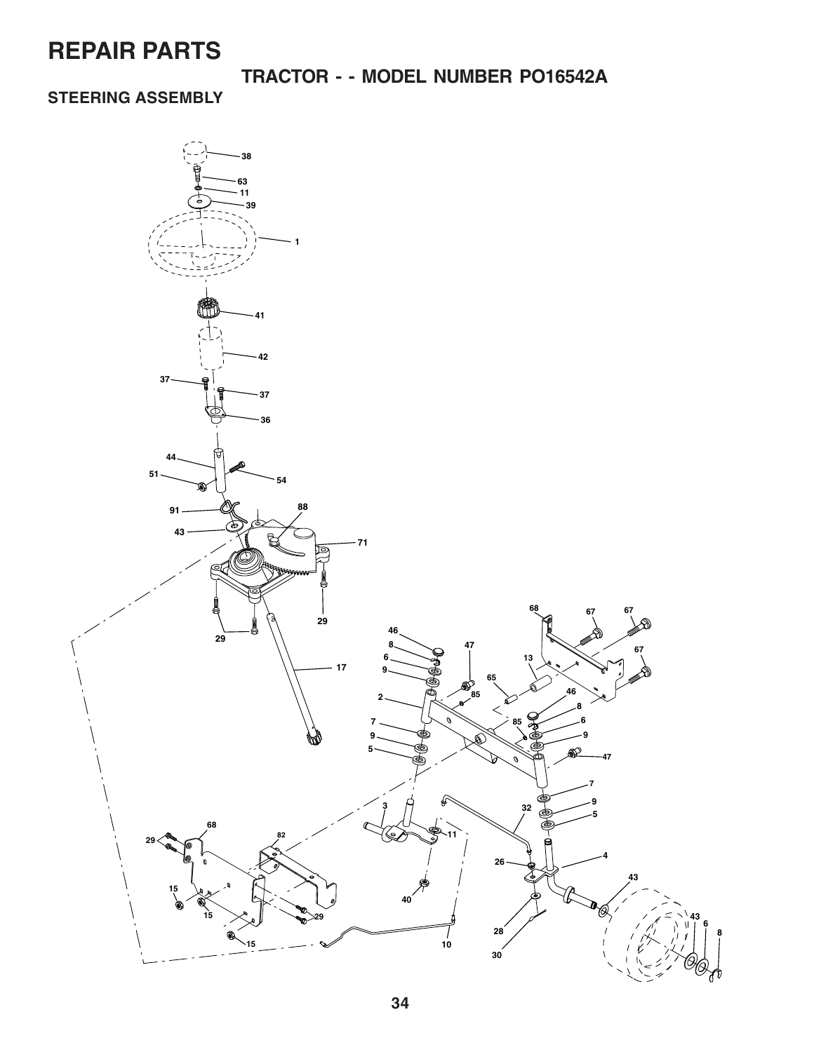# REPAIR PARTS

## TRACTOR - - MODEL NUMBER PO16542A

### STEERING ASSEMBLY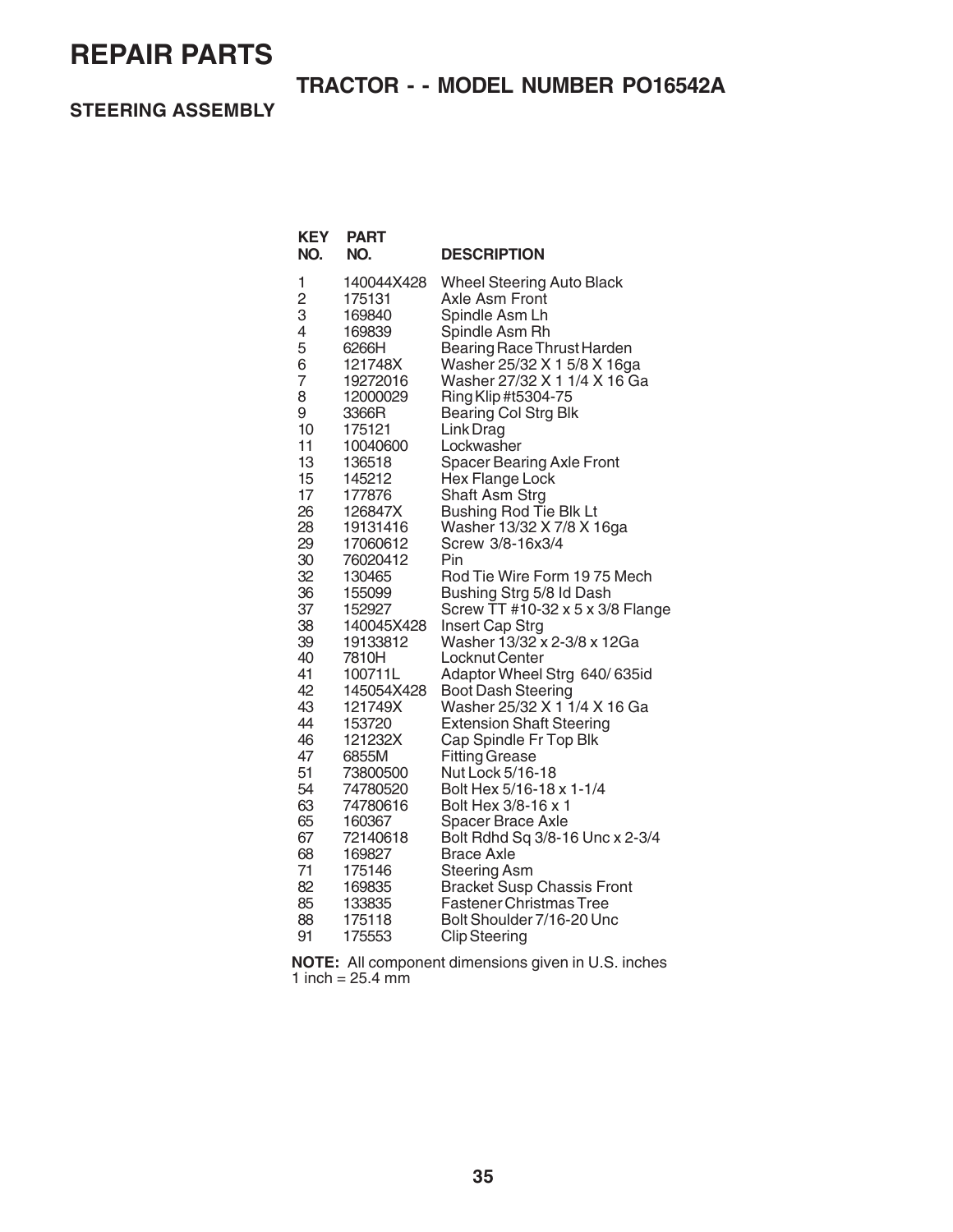# REPAIR PARTS

## TRACTOR - - MODEL NUMBER PO16542A

### STEERING ASSEMBLY

| KEY NO. | PART NO. | DESCRIPTION |
|---|---|---|
| 1 | 140044X428 | Wheel Steering Auto Black |
| 2 | 175131 | Axle Asm Front |
| 3 | 169840 | Spindle Asm Lh |
| 4 | 169839 | Spindle Asm Rh |
| 5 | 6266H | Bearing Race Thrust Harden |
| 6 | 121748X | Washer 25/32 X 1 5/8 X 16ga |
| 7 | 19272016 | Washer 27/32 X 1 1/4 X 16 Ga |
| 8 | 12000029 | Ring Klip #t5304-75 |
| 9 | 3366R | Bearing Col Strg Blk |
| 10 | 175121 | Link Drag |
| 11 | 10040600 | Lockwasher |
| 13 | 136518 | Spacer Bearing Axle Front |
| 15 | 145212 | Hex Flange Lock |
| 17 | 177876 | Shaft Asm Strg |
| 26 | 126847X | Bushing Rod Tie Blk Lt |
| 28 | 19131416 | Washer 13/32 X 7/8 X 16ga |
| 29 | 17060612 | Screw 3/8-16x3/4 |
| 30 | 76020412 | Pin |
| 32 | 130465 | Rod Tie Wire Form 19 75 Mech |
| 36 | 155099 | Bushing Strg 5/8 Id Dash |
| 37 | 152927 | Screw TT #10-32 x 5 x 3/8 Flange |
| 38 | 140045X428 | Insert Cap Strg |
| 39 | 19133812 | Washer 13/32 x 2-3/8 x 12Ga |
| 40 | 7810H | Locknut Center |
| 41 | 100711L | Adaptor Wheel Strg 640/ 635id |
| 42 | 145054X428 | Boot Dash Steering |
| 43 | 121749X | Washer 25/32 X 1 1/4 X 16 Ga |
| 44 | 153720 | Extension Shaft Steering |
| 46 | 121232X | Cap Spindle Fr Top Blk |
| 47 | 6855M | Fitting Grease |
| 51 | 73800500 | Nut Lock 5/16-18 |
| 54 | 74780520 | Bolt Hex 5/16-18 x 1-1/4 |
| 63 | 74780616 | Bolt Hex 3/8-16 x 1 |
| 65 | 160367 | Spacer Brace Axle |
| 67 | 72140618 | Bolt Rdhd Sq 3/8-16 Unc x 2-3/4 |
| 68 | 169827 | Brace Axle |
| 71 | 175146 | Steering Asm |
| 82 | 169835 | Bracket Susp Chassis Front |
| 85 | 133835 | Fastener Christmas Tree |
| 88 | 175118 | Bolt Shoulder 7/16-20 Unc |
| 91 | 175553 | Clip Steering |

**NOTE:** All component dimensions given in U.S. inches
1 inch = 25.4 mm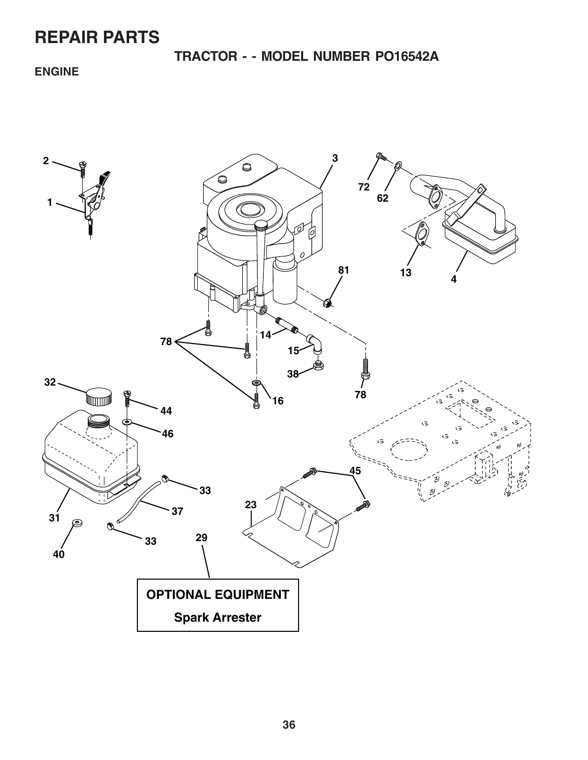# REPAIR PARTS

## TRACTOR - - MODEL NUMBER PO16542A

### ENGINE

**OPTIONAL EQUIPMENT**

**Spark Arrester**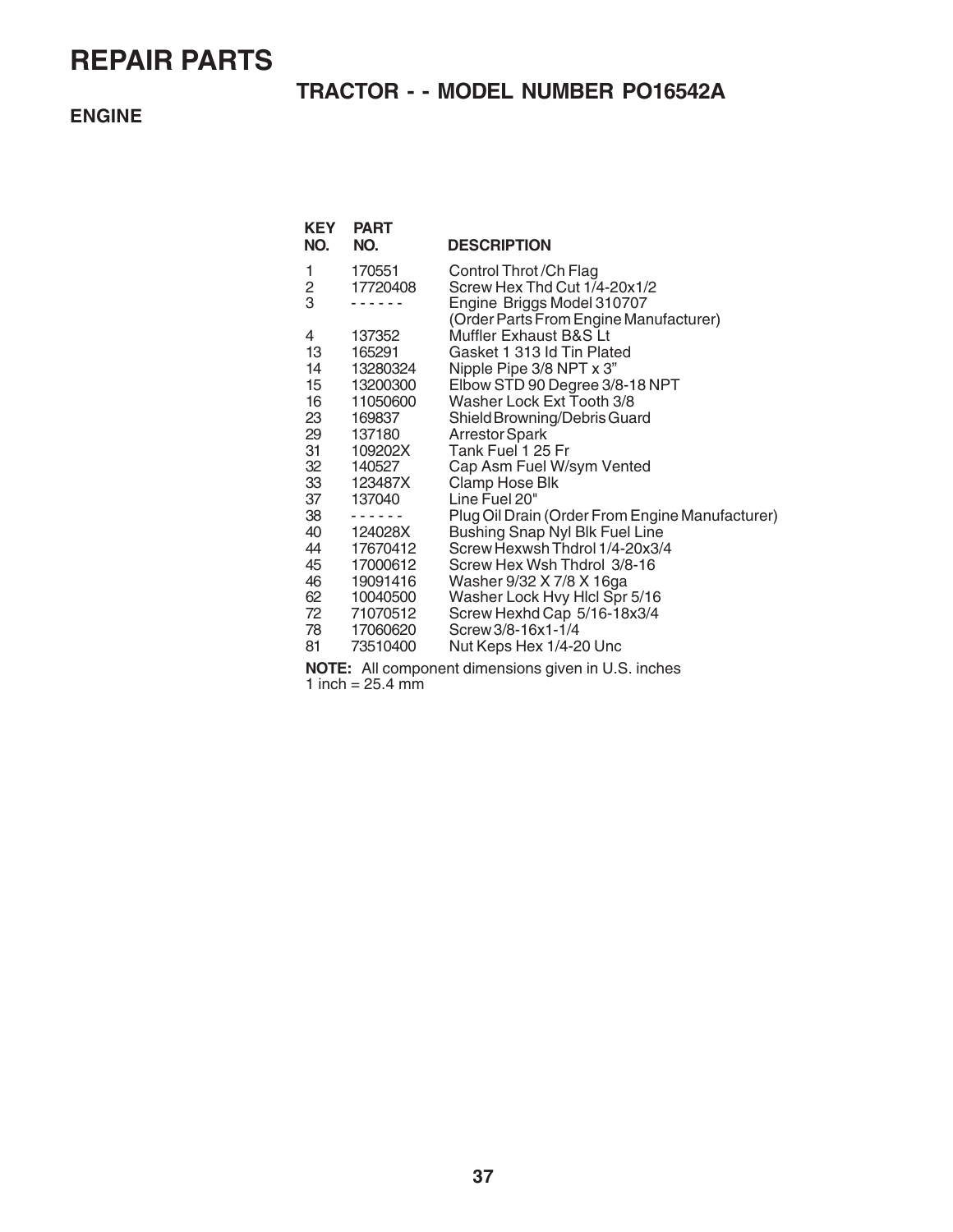# REPAIR PARTS

## TRACTOR - - MODEL NUMBER PO16542A

### ENGINE

| KEY NO. | PART NO. | DESCRIPTION |
|---|---|---|
| 1 | 170551 | Control Throt /Ch Flag |
| 2 | 17720408 | Screw Hex Thd Cut 1/4-20x1/2 |
| 3 | - - - - - - | Engine Briggs Model 310707 (Order Parts From Engine Manufacturer) |
| 4 | 137352 | Muffler Exhaust B&S Lt |
| 13 | 165291 | Gasket 1 313 Id Tin Plated |
| 14 | 13280324 | Nipple Pipe 3/8 NPT x 3" |
| 15 | 13200300 | Elbow STD 90 Degree 3/8-18 NPT |
| 16 | 11050600 | Washer Lock Ext Tooth 3/8 |
| 23 | 169837 | Shield Browning/Debris Guard |
| 29 | 137180 | Arrestor Spark |
| 31 | 109202X | Tank Fuel 1 25 Fr |
| 32 | 140527 | Cap Asm Fuel W/sym Vented |
| 33 | 123487X | Clamp Hose Blk |
| 37 | 137040 | Line Fuel 20" |
| 38 | - - - - - - | Plug Oil Drain (Order From Engine Manufacturer) |
| 40 | 124028X | Bushing Snap Nyl Blk Fuel Line |
| 44 | 17670412 | Screw Hexwsh Thdrol 1/4-20x3/4 |
| 45 | 17000612 | Screw Hex Wsh Thdrol 3/8-16 |
| 46 | 19091416 | Washer 9/32 X 7/8 X 16ga |
| 62 | 10040500 | Washer Lock Hvy Hlcl Spr 5/16 |
| 72 | 71070512 | Screw Hexhd Cap 5/16-18x3/4 |
| 78 | 17060620 | Screw 3/8-16x1-1/4 |
| 81 | 73510400 | Nut Keps Hex 1/4-20 Unc |

**NOTE:** All component dimensions given in U.S. inches
1 inch = 25.4 mm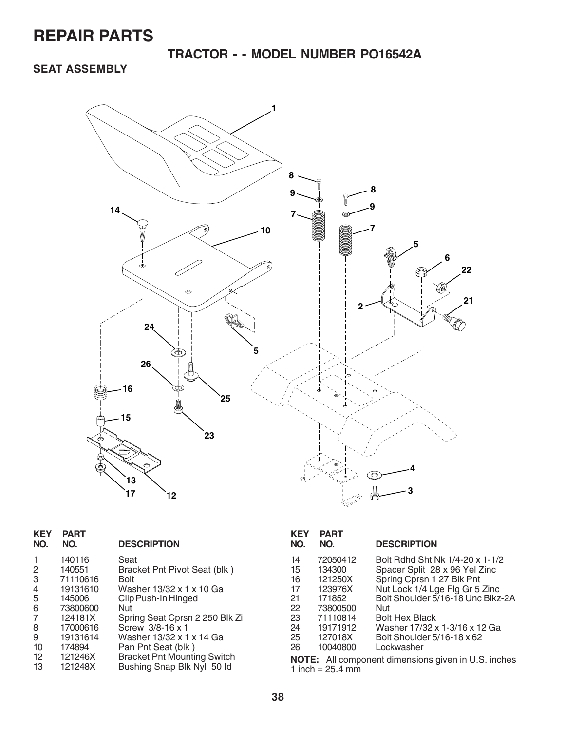# REPAIR PARTS

## TRACTOR - - MODEL NUMBER PO16542A

### SEAT ASSEMBLY

| KEY NO. | PART NO. | DESCRIPTION |
|---|---|---|
| 1 | 140116 | Seat |
| 2 | 140551 | Bracket Pnt Pivot Seat (blk ) |
| 3 | 71110616 | Bolt |
| 4 | 19131610 | Washer 13/32 x 1 x 10 Ga |
| 5 | 145006 | Clip Push-In Hinged |
| 6 | 73800600 | Nut |
| 7 | 124181X | Spring Seat Cprsn 2 250 Blk Zi |
| 8 | 17000616 | Screw 3/8-16 x 1 |
| 9 | 19131614 | Washer 13/32 x 1 x 14 Ga |
| 10 | 174894 | Pan Pnt Seat (blk ) |
| 12 | 121246X | Bracket Pnt Mounting Switch |
| 13 | 121248X | Bushing Snap Blk Nyl 50 Id |
| 14 | 72050412 | Bolt Rdhd Sht Nk 1/4-20 x 1-1/2 |
| 15 | 134300 | Spacer Split 28 x 96 Yel Zinc |
| 16 | 121250X | Spring Cprsn 1 27 Blk Pnt |
| 17 | 123976X | Nut Lock 1/4 Lge Flg Gr 5 Zinc |
| 21 | 171852 | Bolt Shoulder 5/16-18 Unc Blkz-2A |
| 22 | 73800500 | Nut |
| 23 | 71110814 | Bolt Hex Black |
| 24 | 19171912 | Washer 17/32 x 1-3/16 x 12 Ga |
| 25 | 127018X | Bolt Shoulder 5/16-18 x 62 |
| 26 | 10040800 | Lockwasher |

**NOTE:** All component dimensions given in U.S. inches
1 inch = 25.4 mm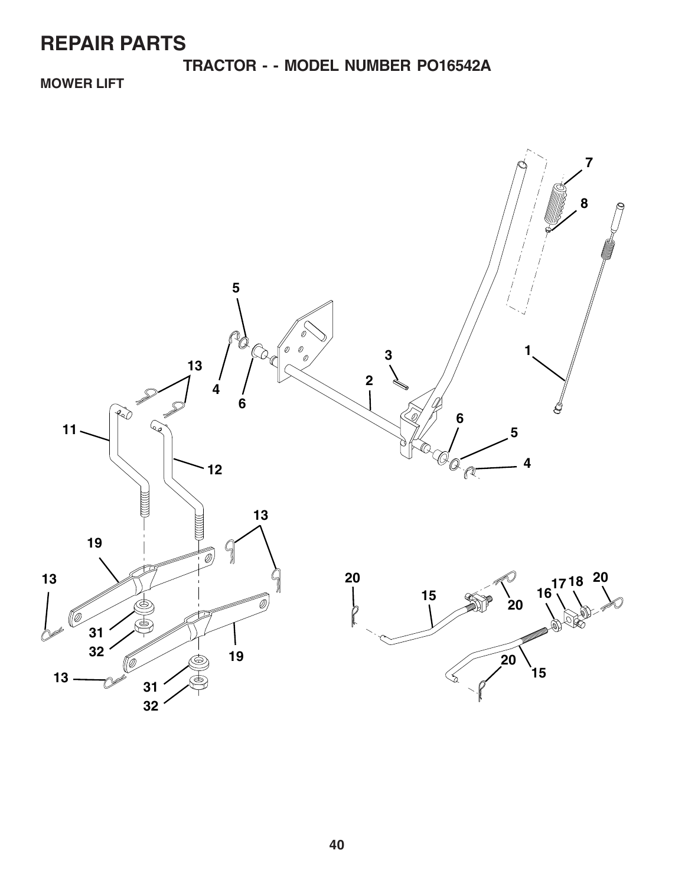# REPAIR PARTS

## TRACTOR - - MODEL NUMBER PO16542A

### MOWER LIFT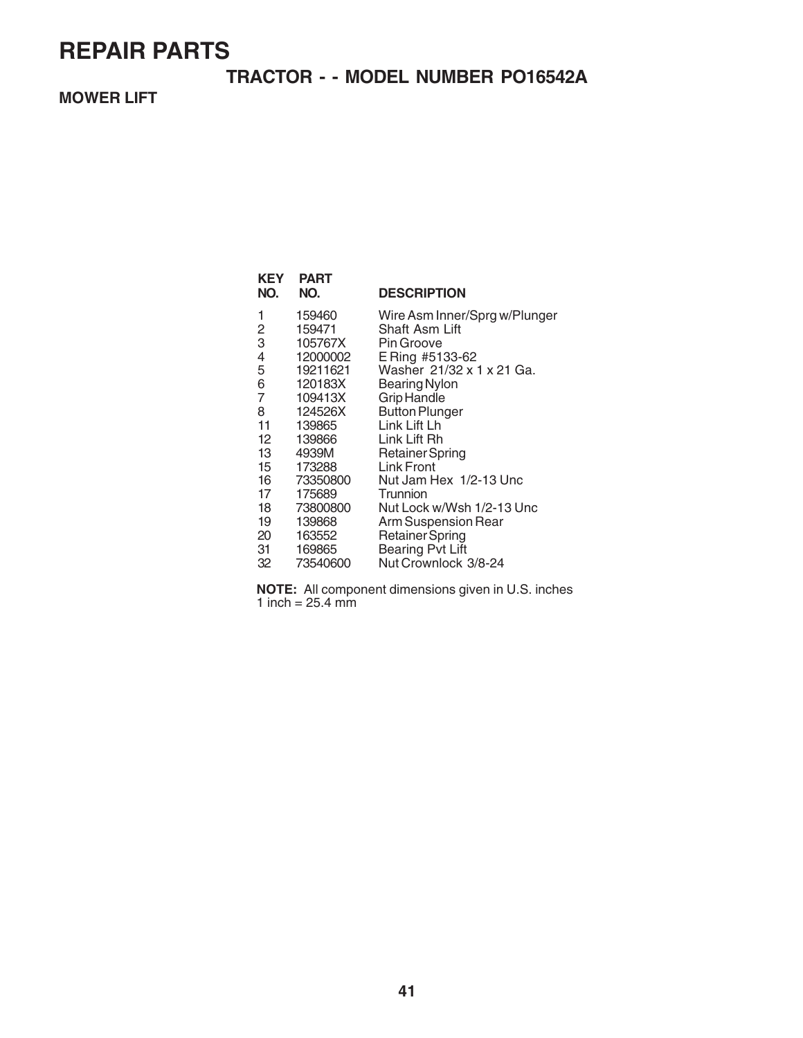# REPAIR PARTS

## TRACTOR - - MODEL NUMBER PO16542A

### MOWER LIFT

| KEY NO. | PART NO. | DESCRIPTION |
|---|---|---|
| 1 | 159460 | Wire Asm Inner/Sprg w/Plunger |
| 2 | 159471 | Shaft Asm Lift |
| 3 | 105767X | Pin Groove |
| 4 | 12000002 | E Ring #5133-62 |
| 5 | 19211621 | Washer 21/32 x 1 x 21 Ga. |
| 6 | 120183X | Bearing Nylon |
| 7 | 109413X | Grip Handle |
| 8 | 124526X | Button Plunger |
| 11 | 139865 | Link Lift Lh |
| 12 | 139866 | Link Lift Rh |
| 13 | 4939M | Retainer Spring |
| 15 | 173288 | Link Front |
| 16 | 73350800 | Nut Jam Hex 1/2-13 Unc |
| 17 | 175689 | Trunnion |
| 18 | 73800800 | Nut Lock w/Wsh 1/2-13 Unc |
| 19 | 139868 | Arm Suspension Rear |
| 20 | 163552 | Retainer Spring |
| 31 | 169865 | Bearing Pvt Lift |
| 32 | 73540600 | Nut Crownlock 3/8-24 |

**NOTE:** All component dimensions given in U.S. inches
1 inch = 25.4 mm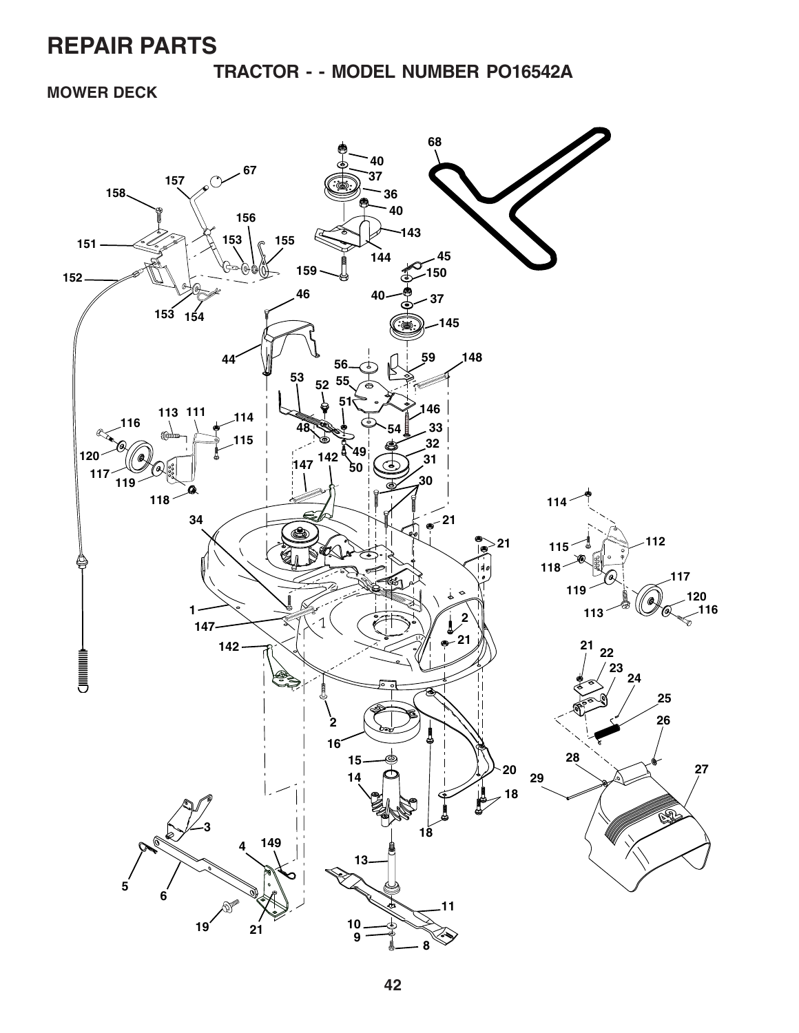# REPAIR PARTS

## TRACTOR - - MODEL NUMBER PO16542A

### MOWER DECK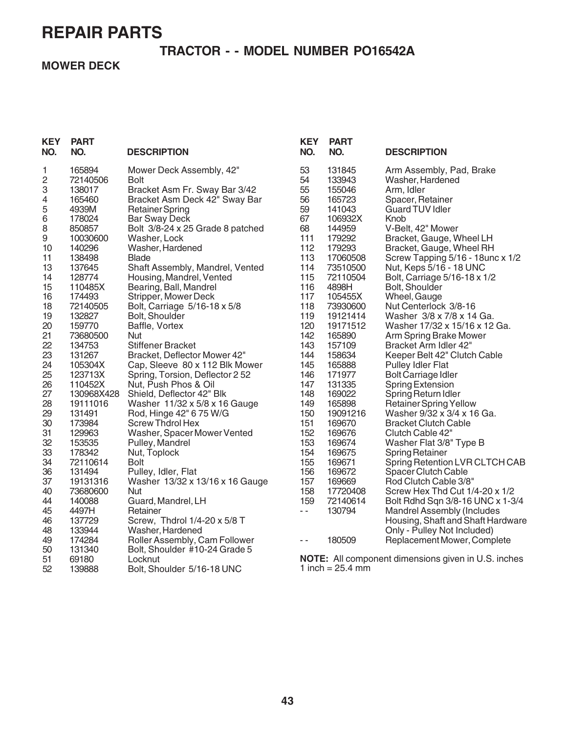# REPAIR PARTS

## TRACTOR - - MODEL NUMBER PO16542A

### MOWER DECK

| KEY NO. | PART NO. | DESCRIPTION |
|---|---|---|
| 1 | 165894 | Mower Deck Assembly, 42" |
| 2 | 72140506 | Bolt |
| 3 | 138017 | Bracket Asm Fr. Sway Bar 3/42 |
| 4 | 165460 | Bracket Asm Deck 42" Sway Bar |
| 5 | 4939M | Retainer Spring |
| 6 | 178024 | Bar Sway Deck |
| 8 | 850857 | Bolt 3/8-24 x 25 Grade 8 patched |
| 9 | 10030600 | Washer, Lock |
| 10 | 140296 | Washer, Hardened |
| 11 | 138498 | Blade |
| 13 | 137645 | Shaft Assembly, Mandrel, Vented |
| 14 | 128774 | Housing, Mandrel, Vented |
| 15 | 110485X | Bearing, Ball, Mandrel |
| 16 | 174493 | Stripper, Mower Deck |
| 18 | 72140505 | Bolt, Carriage 5/16-18 x 5/8 |
| 19 | 132827 | Bolt, Shoulder |
| 20 | 159770 | Baffle, Vortex |
| 21 | 73680500 | Nut |
| 22 | 134753 | Stiffener Bracket |
| 23 | 131267 | Bracket, Deflector Mower 42" |
| 24 | 105304X | Cap, Sleeve 80 x 112 Blk Mower |
| 25 | 123713X | Spring, Torsion, Deflector 2 52 |
| 26 | 110452X | Nut, Push Phos & Oil |
| 27 | 130968X428 | Shield, Deflector 42" Blk |
| 28 | 19111016 | Washer 11/32 x 5/8 x 16 Gauge |
| 29 | 131491 | Rod, Hinge 42" 6 75 W/G |
| 30 | 173984 | Screw Thdrol Hex |
| 31 | 129963 | Washer, Spacer Mower Vented |
| 32 | 153535 | Pulley, Mandrel |
| 33 | 178342 | Nut, Toplock |
| 34 | 72110614 | Bolt |
| 36 | 131494 | Pulley, Idler, Flat |
| 37 | 19131316 | Washer 13/32 x 13/16 x 16 Gauge |
| 40 | 73680600 | Nut |
| 44 | 140088 | Guard, Mandrel, LH |
| 45 | 4497H | Retainer |
| 46 | 137729 | Screw, Thdrol 1/4-20 x 5/8 T |
| 48 | 133944 | Washer, Hardened |
| 49 | 174284 | Roller Assembly, Cam Follower |
| 50 | 131340 | Bolt, Shoulder #10-24 Grade 5 |
| 51 | 69180 | Locknut |
| 52 | 139888 | Bolt, Shoulder 5/16-18 UNC |
| 53 | 131845 | Arm Assembly, Pad, Brake |
| 54 | 133943 | Washer, Hardened |
| 55 | 155046 | Arm, Idler |
| 56 | 165723 | Spacer, Retainer |
| 59 | 141043 | Guard TUV Idler |
| 67 | 106932X | Knob |
| 68 | 144959 | V-Belt, 42" Mower |
| 111 | 179292 | Bracket, Gauge, Wheel LH |
| 112 | 179293 | Bracket, Gauge, Wheel RH |
| 113 | 17060508 | Screw Tapping 5/16 - 18unc x 1/2 |
| 114 | 73510500 | Nut, Keps 5/16 - 18 UNC |
| 115 | 72110504 | Bolt, Carriage 5/16-18 x 1/2 |
| 116 | 4898H | Bolt, Shoulder |
| 117 | 105455X | Wheel, Gauge |
| 118 | 73930600 | Nut Centerlock 3/8-16 |
| 119 | 19121414 | Washer 3/8 x 7/8 x 14 Ga. |
| 120 | 19171512 | Washer 17/32 x 15/16 x 12 Ga. |
| 142 | 165890 | Arm Spring Brake Mower |
| 143 | 157109 | Bracket Arm Idler 42" |
| 144 | 158634 | Keeper Belt 42" Clutch Cable |
| 145 | 165888 | Pulley Idler Flat |
| 146 | 171977 | Bolt Carriage Idler |
| 147 | 131335 | Spring Extension |
| 148 | 169022 | Spring Return Idler |
| 149 | 165898 | Retainer Spring Yellow |
| 150 | 19091216 | Washer 9/32 x 3/4 x 16 Ga. |
| 151 | 169670 | Bracket Clutch Cable |
| 152 | 169676 | Clutch Cable 42" |
| 153 | 169674 | Washer Flat 3/8" Type B |
| 154 | 169675 | Spring Retainer |
| 155 | 169671 | Spring Retention LVR CLTCH CAB |
| 156 | 169672 | Spacer Clutch Cable |
| 157 | 169669 | Rod Clutch Cable 3/8" |
| 158 | 17720408 | Screw Hex Thd Cut 1/4-20 x 1/2 |
| 159 | 72140614 | Bolt Rdhd Sqn 3/8-16 UNC x 1-3/4 |
| - - | 130794 | Mandrel Assembly (Includes Housing, Shaft and Shaft Hardware Only - Pulley Not Included) |
| - - | 180509 | Replacement Mower, Complete |

**NOTE:** All component dimensions given in U.S. inches
1 inch = 25.4 mm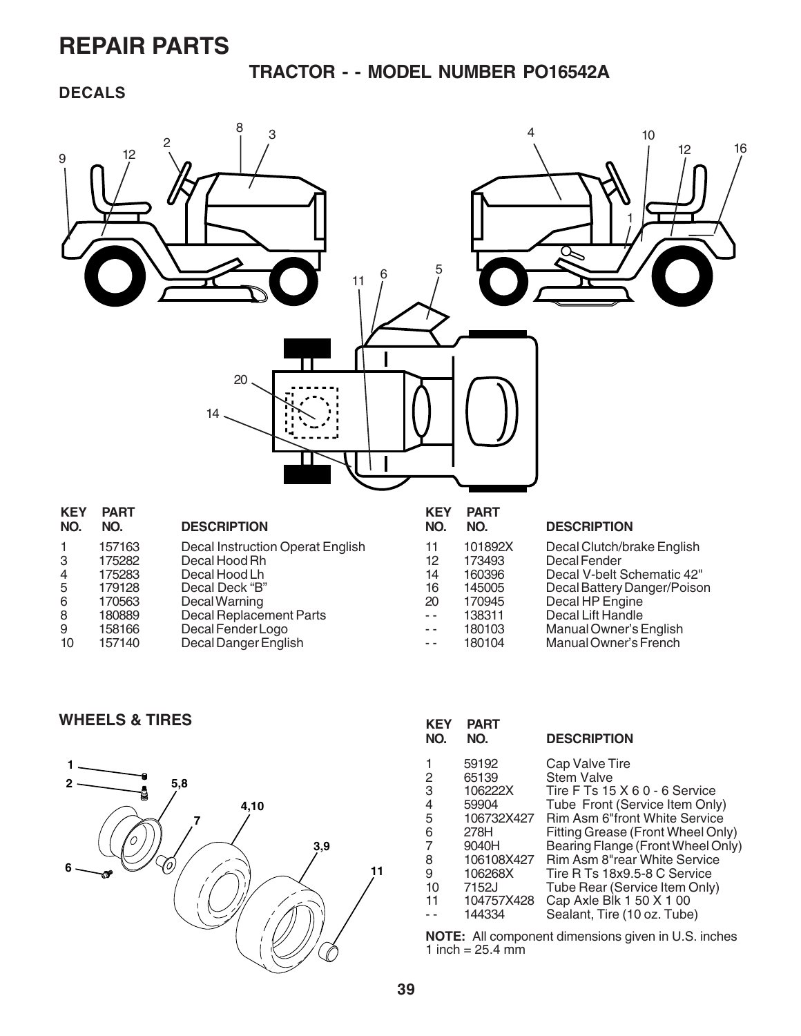# REPAIR PARTS

## TRACTOR - - MODEL NUMBER PO16542A

### DECALS

| KEY NO. | PART NO. | DESCRIPTION |
|---|---|---|
| 1 | 157163 | Decal Instruction Operat English |
| 3 | 175282 | Decal Hood Rh |
| 4 | 175283 | Decal Hood Lh |
| 5 | 179128 | Decal Deck "B" |
| 6 | 170563 | Decal Warning |
| 8 | 180889 | Decal Replacement Parts |
| 9 | 158166 | Decal Fender Logo |
| 10 | 157140 | Decal Danger English |
| 11 | 101892X | Decal Clutch/brake English |
| 12 | 173493 | Decal Fender |
| 14 | 160396 | Decal V-belt Schematic 42" |
| 16 | 145005 | Decal Battery Danger/Poison |
| 20 | 170945 | Decal HP Engine |
| - - | 138311 | Decal Lift Handle |
| - - | 180103 | Manual Owner's English |
| - - | 180104 | Manual Owner's French |

### WHEELS & TIRES

| KEY NO. | PART NO. | DESCRIPTION |
|---|---|---|
| 1 | 59192 | Cap Valve Tire |
| 2 | 65139 | Stem Valve |
| 3 | 106222X | Tire F Ts 15 X 6 0 - 6 Service |
| 4 | 59904 | Tube Front (Service Item Only) |
| 5 | 106732X427 | Rim Asm 6"front White Service |
| 6 | 278H | Fitting Grease (Front Wheel Only) |
| 7 | 9040H | Bearing Flange (Front Wheel Only) |
| 8 | 106108X427 | Rim Asm 8"rear White Service |
| 9 | 106268X | Tire R Ts 18x9.5-8 C Service |
| 10 | 7152J | Tube Rear (Service Item Only) |
| 11 | 104757X428 | Cap Axle Blk 1 50 X 1 00 |
| - - | 144334 | Sealant, Tire (10 oz. Tube) |

**NOTE:** All component dimensions given in U.S. inches
1 inch = 25.4 mm